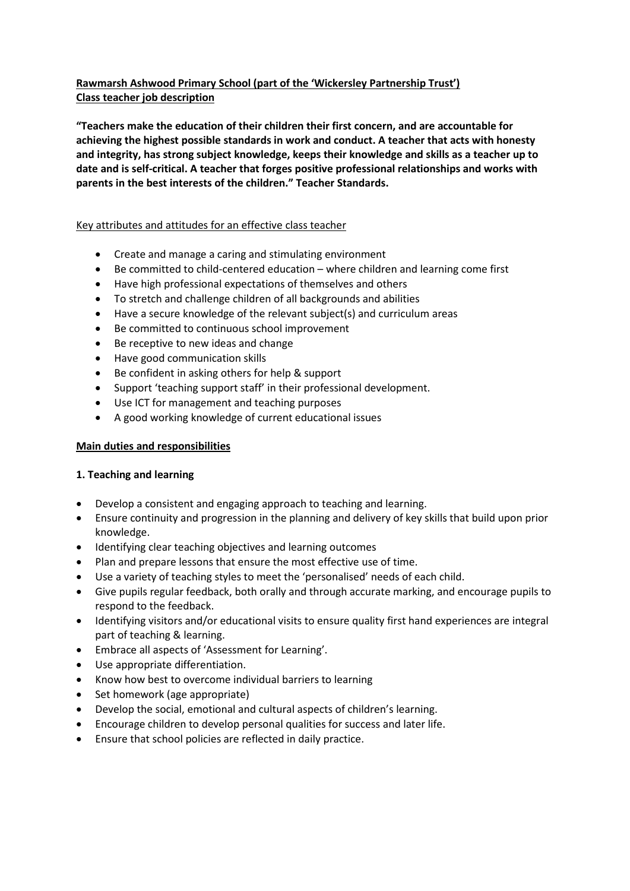**Rawmarsh Ashwood Primary School (part of the 'Wickersley Partnership Trust')**
**Class teacher job description**

**"Teachers make the education of their children their first concern, and are accountable for achieving the highest possible standards in work and conduct. A teacher that acts with honesty and integrity, has strong subject knowledge, keeps their knowledge and skills as a teacher up to date and is self-critical. A teacher that forges positive professional relationships and works with parents in the best interests of the children." Teacher Standards.**

Key attributes and attitudes for an effective class teacher

- Create and manage a caring and stimulating environment
- Be committed to child-centered education – where children and learning come first
- Have high professional expectations of themselves and others
- To stretch and challenge children of all backgrounds and abilities
- Have a secure knowledge of the relevant subject(s) and curriculum areas
- Be committed to continuous school improvement
- Be receptive to new ideas and change
- Have good communication skills
- Be confident in asking others for help & support
- Support 'teaching support staff' in their professional development.
- Use ICT for management and teaching purposes
- A good working knowledge of current educational issues

**Main duties and responsibilities**

**1. Teaching and learning**

- Develop a consistent and engaging approach to teaching and learning.
- Ensure continuity and progression in the planning and delivery of key skills that build upon prior knowledge.
- Identifying clear teaching objectives and learning outcomes
- Plan and prepare lessons that ensure the most effective use of time.
- Use a variety of teaching styles to meet the 'personalised' needs of each child.
- Give pupils regular feedback, both orally and through accurate marking, and encourage pupils to respond to the feedback.
- Identifying visitors and/or educational visits to ensure quality first hand experiences are integral part of teaching & learning.
- Embrace all aspects of 'Assessment for Learning'.
- Use appropriate differentiation.
- Know how best to overcome individual barriers to learning
- Set homework (age appropriate)
- Develop the social, emotional and cultural aspects of children's learning.
- Encourage children to develop personal qualities for success and later life.
- Ensure that school policies are reflected in daily practice.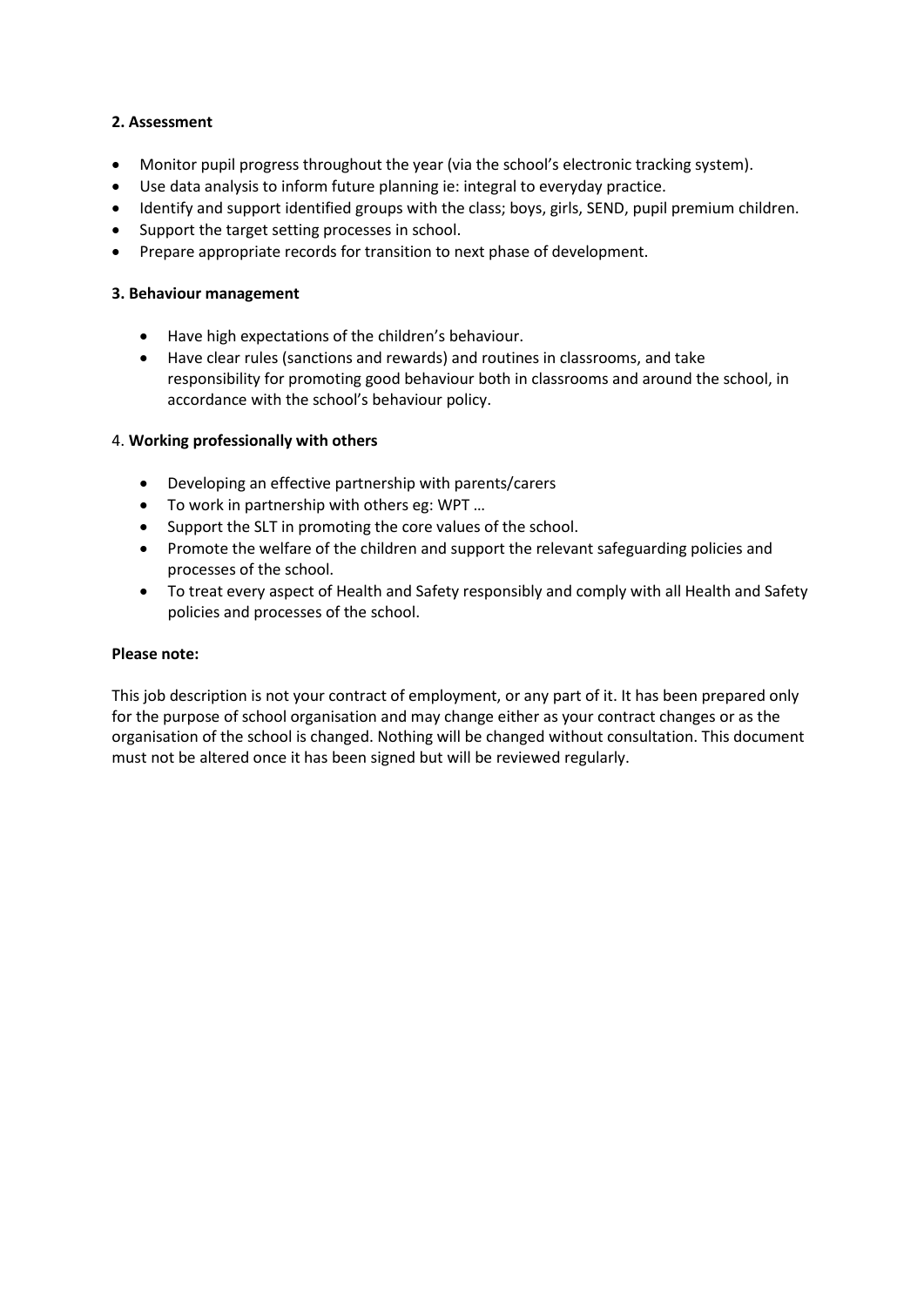**2. Assessment**

- Monitor pupil progress throughout the year (via the school's electronic tracking system).
- Use data analysis to inform future planning ie: integral to everyday practice.
- Identify and support identified groups with the class; boys, girls, SEND, pupil premium children.
- Support the target setting processes in school.
- Prepare appropriate records for transition to next phase of development.

**3. Behaviour management**

- Have high expectations of the children's behaviour.
- Have clear rules (sanctions and rewards) and routines in classrooms, and take responsibility for promoting good behaviour both in classrooms and around the school, in accordance with the school's behaviour policy.

4. **Working professionally with others**

- Developing an effective partnership with parents/carers
- To work in partnership with others eg: WPT …
- Support the SLT in promoting the core values of the school.
- Promote the welfare of the children and support the relevant safeguarding policies and processes of the school.
- To treat every aspect of Health and Safety responsibly and comply with all Health and Safety policies and processes of the school.

**Please note:**

This job description is not your contract of employment, or any part of it. It has been prepared only for the purpose of school organisation and may change either as your contract changes or as the organisation of the school is changed. Nothing will be changed without consultation. This document must not be altered once it has been signed but will be reviewed regularly.